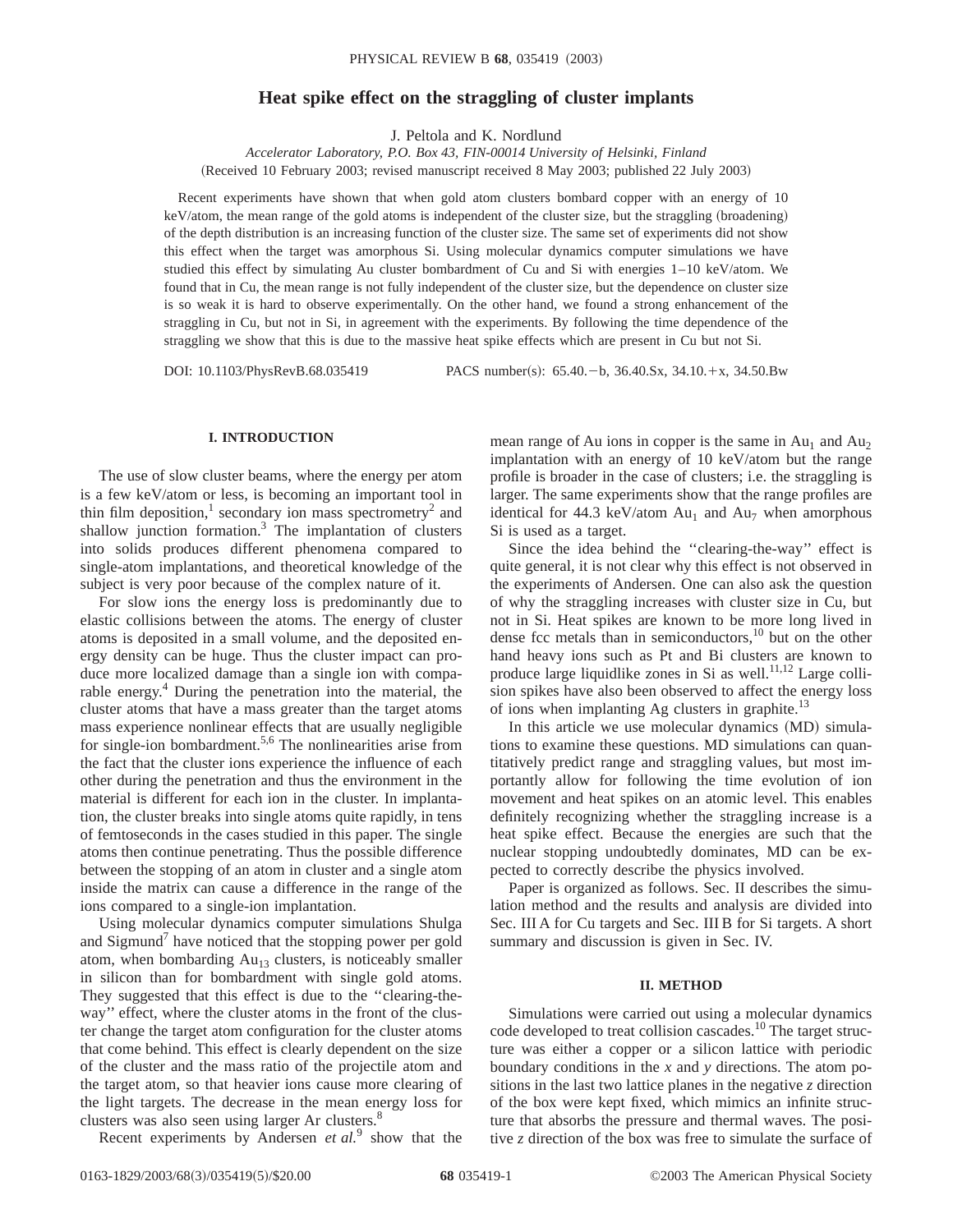# Heat spike effect on the straggling of cluster implants

J. Peltola and K. Nordlund

*Accelerator Laboratory, P.O. Box 43, FIN-00014 University of Helsinki, Finland*

(Received 10 February 2003; revised manuscript received 8 May 2003; published 22 July 2003)

Recent experiments have shown that when gold atom clusters bombard copper with an energy of 10 keV/atom, the mean range of the gold atoms is independent of the cluster size, but the straggling (broadening) of the depth distribution is an increasing function of the cluster size. The same set of experiments did not show this effect when the target was amorphous Si. Using molecular dynamics computer simulations we have studied this effect by simulating Au cluster bombardment of Cu and Si with energies 1–10 keV/atom. We found that in Cu, the mean range is not fully independent of the cluster size, but the dependence on cluster size is so weak it is hard to observe experimentally. On the other hand, we found a strong enhancement of the straggling in Cu, but not in Si, in agreement with the experiments. By following the time dependence of the straggling we show that this is due to the massive heat spike effects which are present in Cu but not Si.

DOI: 10.1103/PhysRevB.68.035419 PACS number(s): 65.40.−b, 36.40.Sx, 34.10.+x, 34.50.Bw

## I. INTRODUCTION

The use of slow cluster beams, where the energy per atom is a few keV/atom or less, is becoming an important tool in thin film deposition,[1] secondary ion mass spectrometry[2] and shallow junction formation.[3] The implantation of clusters into solids produces different phenomena compared to single-atom implantations, and theoretical knowledge of the subject is very poor because of the complex nature of it.

For slow ions the energy loss is predominantly due to elastic collisions between the atoms. The energy of cluster atoms is deposited in a small volume, and the deposited energy density can be huge. Thus the cluster impact can produce more localized damage than a single ion with comparable energy.[4] During the penetration into the material, the cluster atoms that have a mass greater than the target atoms mass experience nonlinear effects that are usually negligible for single-ion bombardment.[5,6] The nonlinearities arise from the fact that the cluster ions experience the influence of each other during the penetration and thus the environment in the material is different for each ion in the cluster. In implantation, the cluster breaks into single atoms quite rapidly, in tens of femtoseconds in the cases studied in this paper. The single atoms then continue penetrating. Thus the possible difference between the stopping of an atom in cluster and a single atom inside the matrix can cause a difference in the range of the ions compared to a single-ion implantation.

Using molecular dynamics computer simulations Shulga and Sigmund[7] have noticed that the stopping power per gold atom, when bombarding $Au_{13}$ clusters, is noticeably smaller in silicon than for bombardment with single gold atoms. They suggested that this effect is due to the "clearing-the-way" effect, where the cluster atoms in the front of the cluster change the target atom configuration for the cluster atoms that come behind. This effect is clearly dependent on the size of the cluster and the mass ratio of the projectile atom and the target atom, so that heavier ions cause more clearing of the light targets. The decrease in the mean energy loss for clusters was also seen using larger Ar clusters.[8]

Recent experiments by Andersen *et al.*[9] show that the mean range of Au ions in copper is the same in $Au_1$ and $Au_2$ implantation with an energy of 10 keV/atom but the range profile is broader in the case of clusters; i.e. the straggling is larger. The same experiments show that the range profiles are identical for 44.3 keV/atom $Au_1$ and $Au_7$ when amorphous Si is used as a target.

Since the idea behind the "clearing-the-way" effect is quite general, it is not clear why this effect is not observed in the experiments of Andersen. One can also ask the question of why the straggling increases with cluster size in Cu, but not in Si. Heat spikes are known to be more long lived in dense fcc metals than in semiconductors,[10] but on the other hand heavy ions such as Pt and Bi clusters are known to produce large liquidlike zones in Si as well.[11,12] Large collision spikes have also been observed to affect the energy loss of ions when implanting Ag clusters in graphite.[13]

In this article we use molecular dynamics (MD) simulations to examine these questions. MD simulations can quantitatively predict range and straggling values, but most importantly allow for following the time evolution of ion movement and heat spikes on an atomic level. This enables definitely recognizing whether the straggling increase is a heat spike effect. Because the energies are such that the nuclear stopping undoubtedly dominates, MD can be expected to correctly describe the physics involved.

Paper is organized as follows. Sec. II describes the simulation method and the results and analysis are divided into Sec. III A for Cu targets and Sec. III B for Si targets. A short summary and discussion is given in Sec. IV.

## II. METHOD

Simulations were carried out using a molecular dynamics code developed to treat collision cascades.[10] The target structure was either a copper or a silicon lattice with periodic boundary conditions in the $x$ and $y$ directions. The atom positions in the last two lattice planes in the negative $z$ direction of the box were kept fixed, which mimics an infinite structure that absorbs the pressure and thermal waves. The positive $z$ direction of the box was free to simulate the surface of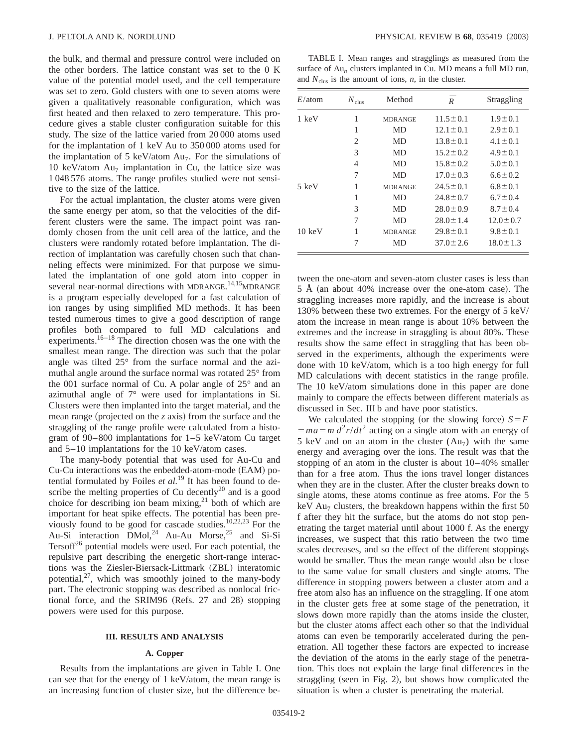the bulk, and thermal and pressure control were included on the other borders. The lattice constant was set to the 0 K value of the potential model used, and the cell temperature was set to zero. Gold clusters with one to seven atoms were given a qualitatively reasonable configuration, which was first heated and then relaxed to zero temperature. This procedure gives a stable cluster configuration suitable for this study. The size of the lattice varied from 20 000 atoms used for the implantation of 1 keV Au to 350 000 atoms used for the implantation of 5 keV/atom $Au_7$. For the simulations of 10 keV/atom $Au_7$ implantation in Cu, the lattice size was 1 048 576 atoms. The range profiles studied were not sensitive to the size of the lattice.

For the actual implantation, the cluster atoms were given the same energy per atom, so that the velocities of the different clusters were the same. The impact point was randomly chosen from the unit cell area of the lattice, and the clusters were randomly rotated before implantation. The direction of implantation was carefully chosen such that channeling effects were minimized. For that purpose we simulated the implantation of one gold atom into copper in several near-normal directions with MDRANGE.[14,15] MDRANGE is a program especially developed for a fast calculation of ion ranges by using simplified MD methods. It has been tested numerous times to give a good description of range profiles both compared to full MD calculations and experiments.[16–18] The direction chosen was the one with the smallest mean range. The direction was such that the polar angle was tilted 25° from the surface normal and the azimuthal angle around the surface normal was rotated 25° from the 001 surface normal of Cu. A polar angle of 25° and an azimuthal angle of 7° were used for implantations in Si. Clusters were then implanted into the target material, and the mean range (projected on the $z$ axis) from the surface and the straggling of the range profile were calculated from a histogram of 90–800 implantations for 1–5 keV/atom Cu target and 5–10 implantations for the 10 keV/atom cases.

The many-body potential that was used for Au-Cu and Cu-Cu interactions was the enbedded-atom-mode (EAM) potential formulated by Foiles *et al.*[19] It has been found to describe the melting properties of Cu decently[20] and is a good choice for describing ion beam mixing,[21] both of which are important for heat spike effects. The potential has been previously found to be good for cascade studies.[10,22,23] For the Au-Si interaction DMol,[24] Au-Au Morse,[25] and Si-Si Tersoff[26] potential models were used. For each potential, the repulsive part describing the energetic short-range interactions was the Ziesler-Biersack-Littmark (ZBL) interatomic potential,[27], which was smoothly joined to the many-body part. The electronic stopping was described as nonlocal frictional force, and the SRIM96 (Refs. 27 and 28) stopping powers were used for this purpose.

### III. RESULTS AND ANALYSIS

#### A. Copper

Results from the implantations are given in Table I. One can see that for the energy of 1 keV/atom, the mean range is an increasing function of cluster size, but the difference between the one-atom and seven-atom cluster cases is less than 5 Å (an about 40% increase over the one-atom case). The straggling increases more rapidly, and the increase is about 130% between these two extremes. For the energy of 5 keV/atom the increase in mean range is about 10% between the extremes and the increase in straggling is about 80%. These results show the same effect in straggling that has been observed in the experiments, although the experiments were done with 10 keV/atom, which is a too high energy for full MD calculations with decent statistics in the range profile. The 10 keV/atom simulations done in this paper are done mainly to compare the effects between different materials as discussed in Sec. III b and have poor statistics.

TABLE I. Mean ranges and stragglings as measured from the surface of $Au_n$ clusters implanted in Cu. MD means a full MD run, and $N_{\text{clus}}$ is the amount of ions, $n$, in the cluster.

| $E$/atom | $N_{\text{clus}}$ | Method | $\overline{R}$ | Straggling |
|---|---|---|---|---|
| 1 keV | 1 | MDRANGE | $11.5\pm0.1$ | $1.9\pm0.1$ |
| | 1 | MD | $12.1\pm0.1$ | $2.9\pm0.1$ |
| | 2 | MD | $13.8\pm0.1$ | $4.1\pm0.1$ |
| | 3 | MD | $15.2\pm0.2$ | $4.9\pm0.1$ |
| | 4 | MD | $15.8\pm0.2$ | $5.0\pm0.1$ |
| | 7 | MD | $17.0\pm0.3$ | $6.6\pm0.2$ |
| 5 keV | 1 | MDRANGE | $24.5\pm0.1$ | $6.8\pm0.1$ |
| | 1 | MD | $24.8\pm0.7$ | $6.7\pm0.4$ |
| | 3 | MD | $28.0\pm0.9$ | $8.7\pm0.4$ |
| | 7 | MD | $28.0\pm1.4$ | $12.0\pm0.7$ |
| 10 keV | 1 | MDRANGE | $29.8\pm0.1$ | $9.8\pm0.1$ |
| | 7 | MD | $37.0\pm2.6$ | $18.0\pm1.3$ |

We calculated the stopping (or the slowing force) $S=F=ma=m\,d^2r/dt^2$ acting on a single atom with an energy of 5 keV and on an atom in the cluster ($Au_7$) with the same energy and averaging over the ions. The result was that the stopping of an atom in the cluster is about 10–40% smaller than for a free atom. Thus the ions travel longer distances when they are in the cluster. After the cluster breaks down to single atoms, these atoms continue as free atoms. For the 5 keV $Au_7$ clusters, the breakdown happens within the first 50 f after they hit the surface, but the atoms do not stop penetrating the target material until about 1000 f. As the energy increases, we suspect that this ratio between the two time scales decreases, and so the effect of the different stoppings would be smaller. Thus the mean range would also be close to the same value for small clusters and single atoms. The difference in stopping powers between a cluster atom and a free atom also has an influence on the straggling. If one atom in the cluster gets free at some stage of the penetration, it slows down more rapidly than the atoms inside the cluster, but the cluster atoms affect each other so that the individual atoms can even be temporarily accelerated during the penetration. All together these factors are expected to increase the deviation of the atoms in the early stage of the penetration. This does not explain the large final differences in the straggling (seen in Fig. 2), but shows how complicated the situation is when a cluster is penetrating the material.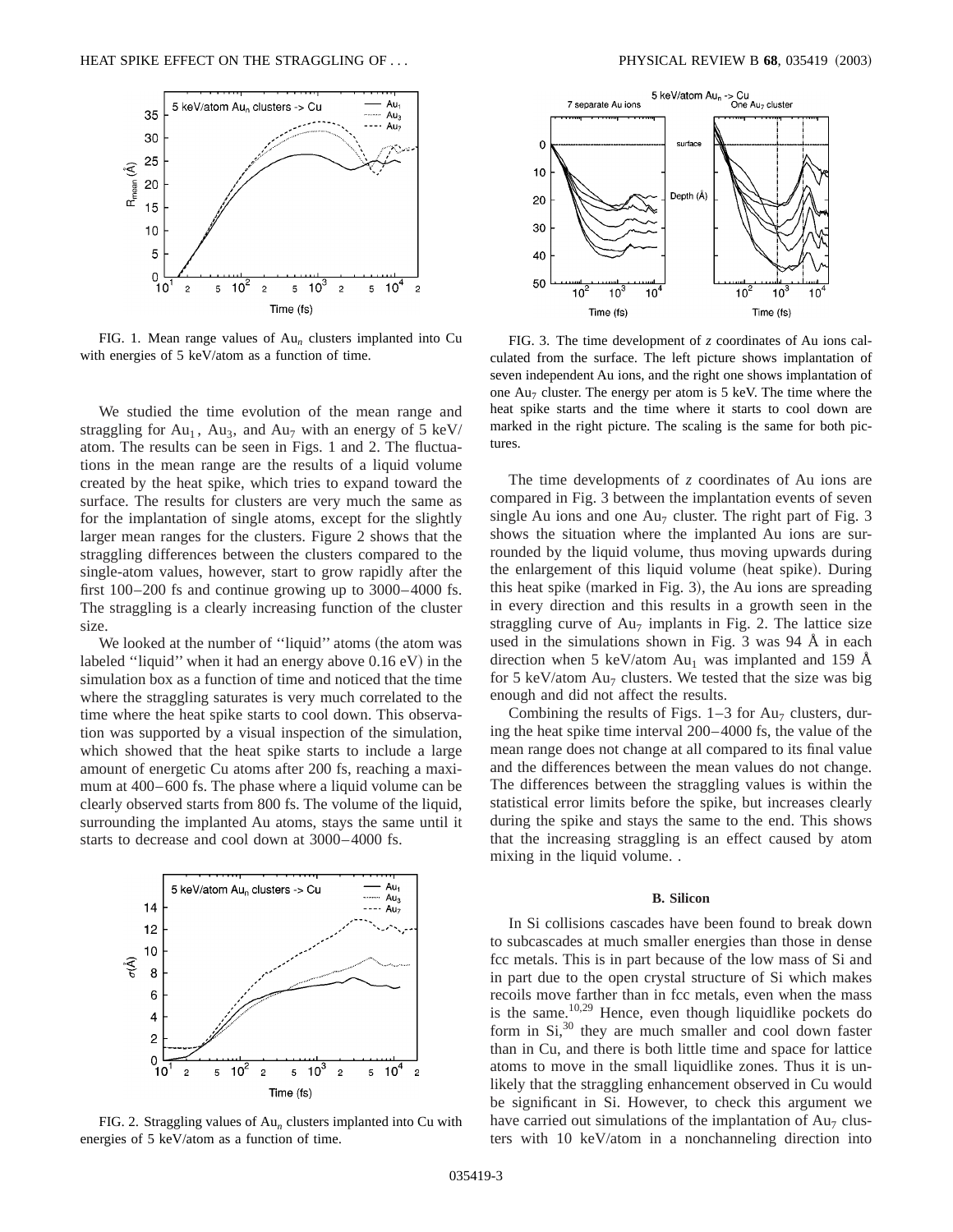FIG. 1. Mean range values of $Au_n$ clusters implanted into Cu with energies of 5 keV/atom as a function of time.

We studied the time evolution of the mean range and straggling for $Au_1$, $Au_3$, and $Au_7$ with an energy of 5 keV/atom. The results can be seen in Figs. 1 and 2. The fluctuations in the mean range are the results of a liquid volume created by the heat spike, which tries to expand toward the surface. The results for clusters are very much the same as for the implantation of single atoms, except for the slightly larger mean ranges for the clusters. Figure 2 shows that the straggling differences between the clusters compared to the single-atom values, however, start to grow rapidly after the first 100–200 fs and continue growing up to 3000–4000 fs. The straggling is a clearly increasing function of the cluster size.

We looked at the number of ''liquid'' atoms (the atom was labeled ''liquid'' when it had an energy above 0.16 eV) in the simulation box as a function of time and noticed that the time where the straggling saturates is very much correlated to the time where the heat spike starts to cool down. This observation was supported by a visual inspection of the simulation, which showed that the heat spike starts to include a large amount of energetic Cu atoms after 200 fs, reaching a maximum at 400–600 fs. The phase where a liquid volume can be clearly observed starts from 800 fs. The volume of the liquid, surrounding the implanted Au atoms, stays the same until it starts to decrease and cool down at 3000–4000 fs.

FIG. 2. Straggling values of $Au_n$ clusters implanted into Cu with energies of 5 keV/atom as a function of time.

FIG. 3. The time development of $z$ coordinates of Au ions calculated from the surface. The left picture shows implantation of seven independent Au ions, and the right one shows implantation of one $Au_7$ cluster. The energy per atom is 5 keV. The time where the heat spike starts and the time where it starts to cool down are marked in the right picture. The scaling is the same for both pictures.

The time developments of $z$ coordinates of Au ions are compared in Fig. 3 between the implantation events of seven single Au ions and one $Au_7$ cluster. The right part of Fig. 3 shows the situation where the implanted Au ions are surrounded by the liquid volume, thus moving upwards during the enlargement of this liquid volume (heat spike). During this heat spike (marked in Fig. 3), the Au ions are spreading in every direction and this results in a growth seen in the straggling curve of $Au_7$ implants in Fig. 2. The lattice size used in the simulations shown in Fig. 3 was 94 Å in each direction when 5 keV/atom $Au_1$ was implanted and 159 Å for 5 keV/atom $Au_7$ clusters. We tested that the size was big enough and did not affect the results.

Combining the results of Figs. 1–3 for $Au_7$ clusters, during the heat spike time interval 200–4000 fs, the value of the mean range does not change at all compared to its final value and the differences between the mean values do not change. The differences between the straggling values is within the statistical error limits before the spike, but increases clearly during the spike and stays the same to the end. This shows that the increasing straggling is an effect caused by atom mixing in the liquid volume. .

### B. Silicon

In Si collisions cascades have been found to break down to subcascades at much smaller energies than those in dense fcc metals. This is in part because of the low mass of Si and in part due to the open crystal structure of Si which makes recoils move farther than in fcc metals, even when the mass is the same.[10,29] Hence, even though liquidlike pockets do form in Si,[30] they are much smaller and cool down faster than in Cu, and there is both little time and space for lattice atoms to move in the small liquidlike zones. Thus it is unlikely that the straggling enhancement observed in Cu would be significant in Si. However, to check this argument we have carried out simulations of the implantation of $Au_7$ clusters with 10 keV/atom in a nonchanneling direction into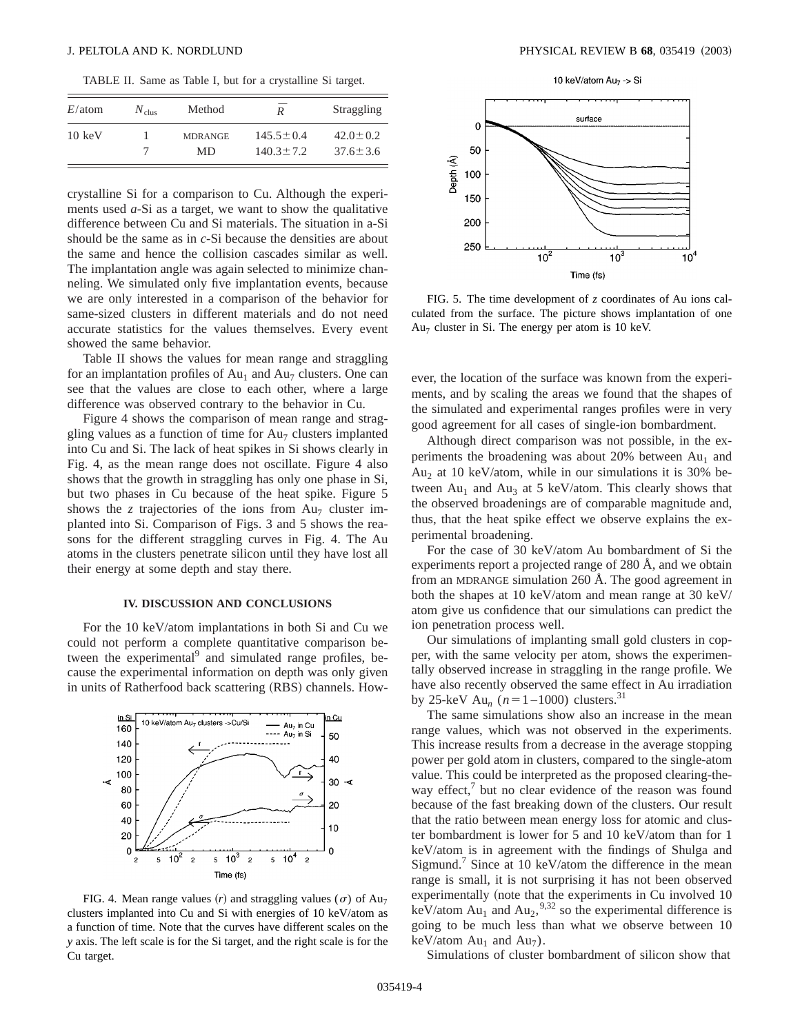TABLE II. Same as Table I, but for a crystalline Si target.

| $E$/atom | $N_{clus}$ | Method | $\overline{R}$ | Straggling |
|---|---|---|---|---|
| 10 keV | 1 | MDRANGE | $145.5 \pm 0.4$ | $42.0 \pm 0.2$ |
| | 7 | MD | $140.3 \pm 7.2$ | $37.6 \pm 3.6$ |

crystalline Si for a comparison to Cu. Although the experiments used *a*-Si as a target, we want to show the qualitative difference between Cu and Si materials. The situation in a-Si should be the same as in *c*-Si because the densities are about the same and hence the collision cascades similar as well. The implantation angle was again selected to minimize channeling. We simulated only five implantation events, because we are only interested in a comparison of the behavior for same-sized clusters in different materials and do not need accurate statistics for the values themselves. Every event showed the same behavior.

Table II shows the values for mean range and straggling for an implantation profiles of $Au_1$ and $Au_7$ clusters. One can see that the values are close to each other, where a large difference was observed contrary to the behavior in Cu.

Figure 4 shows the comparison of mean range and straggling values as a function of time for $Au_7$ clusters implanted into Cu and Si. The lack of heat spikes in Si shows clearly in Fig. 4, as the mean range does not oscillate. Figure 4 also shows that the growth in straggling has only one phase in Si, but two phases in Cu because of the heat spike. Figure 5 shows the $z$ trajectories of the ions from $Au_7$ cluster implanted into Si. Comparison of Figs. 3 and 5 shows the reasons for the different straggling curves in Fig. 4. The Au atoms in the clusters penetrate silicon until they have lost all their energy at some depth and stay there.

## IV. DISCUSSION AND CONCLUSIONS

For the 10 keV/atom implantations in both Si and Cu we could not perform a complete quantitative comparison between the experimental[9] and simulated range profiles, because the experimental information on depth was only given in units of Ratherfood back scattering (RBS) channels. However, the location of the surface was known from the experiments, and by scaling the areas we found that the shapes of the simulated and experimental ranges profiles were in very good agreement for all cases of single-ion bombardment.

FIG. 4. Mean range values ($r$) and straggling values ($\sigma$) of $Au_7$ clusters implanted into Cu and Si with energies of 10 keV/atom as a function of time. Note that the curves have different scales on the $y$ axis. The left scale is for the Si target, and the right scale is for the Cu target.

FIG. 5. The time development of $z$ coordinates of Au ions calculated from the surface. The picture shows implantation of one $Au_7$ cluster in Si. The energy per atom is 10 keV.

Although direct comparison was not possible, in the experiments the broadening was about 20% between $Au_1$ and $Au_2$ at 10 keV/atom, while in our simulations it is 30% between $Au_1$ and $Au_3$ at 5 keV/atom. This clearly shows that the observed broadenings are of comparable magnitude and, thus, that the heat spike effect we observe explains the experimental broadening.

For the case of 30 keV/atom Au bombardment of Si the experiments report a projected range of 280 Å, and we obtain from an MDRANGE simulation 260 Å. The good agreement in both the shapes at 10 keV/atom and mean range at 30 keV/atom give us confidence that our simulations can predict the ion penetration process well.

Our simulations of implanting small gold clusters in copper, with the same velocity per atom, shows the experimentally observed increase in straggling in the range profile. We have also recently observed the same effect in Au irradiation by 25-keV $Au_n$ ($n = 1$–1000) clusters.[31]

The same simulations show also an increase in the mean range values, which was not observed in the experiments. This increase results from a decrease in the average stopping power per gold atom in clusters, compared to the single-atom value. This could be interpreted as the proposed clearing-the-way effect,[7] but no clear evidence of the reason was found because of the fast breaking down of the clusters. Our result that the ratio between mean energy loss for atomic and cluster bombardment is lower for 5 and 10 keV/atom than for 1 keV/atom is in agreement with the findings of Shulga and Sigmund.[7] Since at 10 keV/atom the difference in the mean range is small, it is not surprising it has not been observed experimentally (note that the experiments in Cu involved 10 keV/atom $Au_1$ and $Au_2$,[9,32] so the experimental difference is going to be much less than what we observe between 10 keV/atom $Au_1$ and $Au_7$).

Simulations of cluster bombardment of silicon show that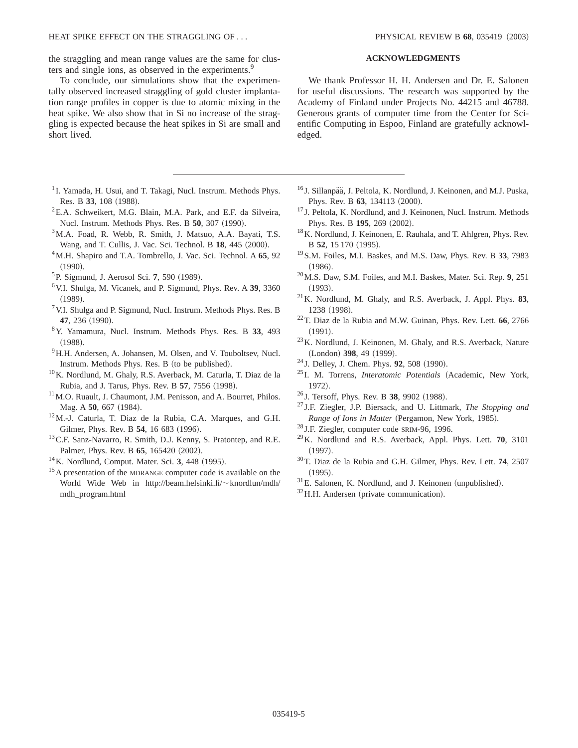the straggling and mean range values are the same for clusters and single ions, as observed in the experiments.[9]

To conclude, our simulations show that the experimentally observed increased straggling of gold cluster implantation range profiles in copper is due to atomic mixing in the heat spike. We also show that in Si no increase of the straggling is expected because the heat spikes in Si are small and short lived.

## ACKNOWLEDGMENTS

We thank Professor H. H. Andersen and Dr. E. Salonen for useful discussions. The research was supported by the Academy of Finland under Projects No. 44215 and 46788. Generous grants of computer time from the Center for Scientific Computing in Espoo, Finland are gratefully acknowledged.

---

[1] I. Yamada, H. Usui, and T. Takagi, Nucl. Instrum. Methods Phys. Res. B **33**, 108 (1988).

[2] E.A. Schweikert, M.G. Blain, M.A. Park, and E.F. da Silveira, Nucl. Instrum. Methods Phys. Res. B **50**, 307 (1990).

[3] M.A. Foad, R. Webb, R. Smith, J. Matsuo, A.A. Bayati, T.S. Wang, and T. Cullis, J. Vac. Sci. Technol. B **18**, 445 (2000).

[4] M.H. Shapiro and T.A. Tombrello, J. Vac. Sci. Technol. A **65**, 92 (1990).

[5] P. Sigmund, J. Aerosol Sci. **7**, 590 (1989).

[6] V.I. Shulga, M. Vicanek, and P. Sigmund, Phys. Rev. A **39**, 3360 (1989).

[7] V.I. Shulga and P. Sigmund, Nucl. Instrum. Methods Phys. Res. B **47**, 236 (1990).

[8] Y. Yamamura, Nucl. Instrum. Methods Phys. Res. B **33**, 493 (1988).

[9] H.H. Andersen, A. Johansen, M. Olsen, and V. Touboltsev, Nucl. Instrum. Methods Phys. Res. B (to be published).

[10] K. Nordlund, M. Ghaly, R.S. Averback, M. Caturla, T. Diaz de la Rubia, and J. Tarus, Phys. Rev. B **57**, 7556 (1998).

[11] M.O. Ruault, J. Chaumont, J.M. Penisson, and A. Bourret, Philos. Mag. A **50**, 667 (1984).

[12] M.-J. Caturla, T. Diaz de la Rubia, C.A. Marques, and G.H. Gilmer, Phys. Rev. B **54**, 16 683 (1996).

[13] C.F. Sanz-Navarro, R. Smith, D.J. Kenny, S. Pratontep, and R.E. Palmer, Phys. Rev. B **65**, 165420 (2002).

[14] K. Nordlund, Comput. Mater. Sci. **3**, 448 (1995).

[15] A presentation of the MDRANGE computer code is available on the World Wide Web in http://beam.helsinki.fi/~knordlun/mdh/mdh_program.html

[16] J. Sillanpää, J. Peltola, K. Nordlund, J. Keinonen, and M.J. Puska, Phys. Rev. B **63**, 134113 (2000).

[17] J. Peltola, K. Nordlund, and J. Keinonen, Nucl. Instrum. Methods Phys. Res. B **195**, 269 (2002).

[18] K. Nordlund, J. Keinonen, E. Rauhala, and T. Ahlgren, Phys. Rev. B **52**, 15 170 (1995).

[19] S.M. Foiles, M.I. Baskes, and M.S. Daw, Phys. Rev. B **33**, 7983 (1986).

[20] M.S. Daw, S.M. Foiles, and M.I. Baskes, Mater. Sci. Rep. **9**, 251 (1993).

[21] K. Nordlund, M. Ghaly, and R.S. Averback, J. Appl. Phys. **83**, 1238 (1998).

[22] T. Diaz de la Rubia and M.W. Guinan, Phys. Rev. Lett. **66**, 2766 (1991).

[23] K. Nordlund, J. Keinonen, M. Ghaly, and R.S. Averback, Nature (London) **398**, 49 (1999).

[24] J. Delley, J. Chem. Phys. **92**, 508 (1990).

[25] I. M. Torrens, *Interatomic Potentials* (Academic, New York, 1972).

[26] J. Tersoff, Phys. Rev. B **38**, 9902 (1988).

[27] J.F. Ziegler, J.P. Biersack, and U. Littmark, *The Stopping and Range of Ions in Matter* (Pergamon, New York, 1985).

[28] J.F. Ziegler, computer code SRIM-96, 1996.

[29] K. Nordlund and R.S. Averback, Appl. Phys. Lett. **70**, 3101 (1997).

[30] T. Diaz de la Rubia and G.H. Gilmer, Phys. Rev. Lett. **74**, 2507 (1995).

[31] E. Salonen, K. Nordlund, and J. Keinonen (unpublished).

[32] H.H. Andersen (private communication).